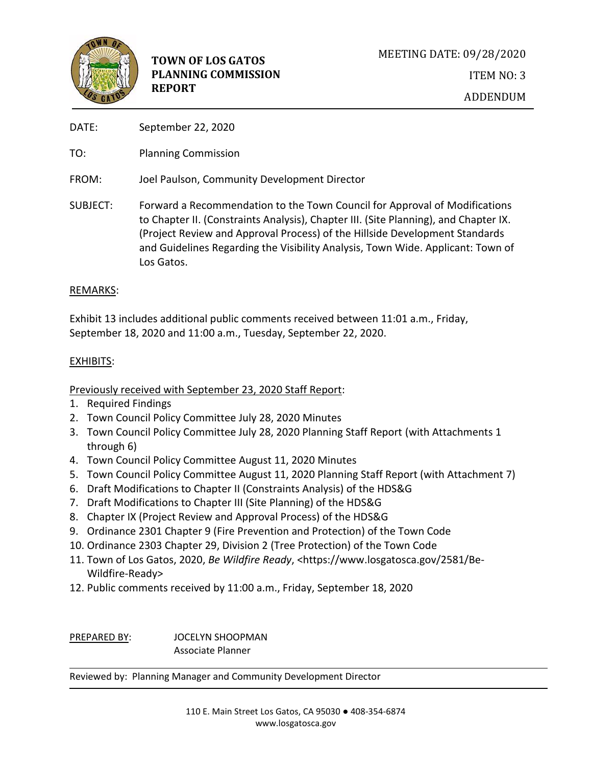**TOWN OF LOS GATOS PLANNING COMMISSION REPORT**

MEETING DATE: 09/28/2020

ITEM NO: 3

ADDENDUM

DATE: September 22, 2020

TO: Planning Commission

FROM: Joel Paulson, Community Development Director

SUBJECT: Forward a Recommendation to the Town Council for Approval of Modifications to Chapter II. (Constraints Analysis), Chapter III. (Site Planning), and Chapter IX. (Project Review and Approval Process) of the Hillside Development Standards and Guidelines Regarding the Visibility Analysis, Town Wide. Applicant: Town of Los Gatos.

REMARKS:

Exhibit 13 includes additional public comments received between 11:01 a.m., Friday, September 18, 2020 and 11:00 a.m., Tuesday, September 22, 2020.

EXHIBITS:

Previously received with September 23, 2020 Staff Report:

1. Required Findings
2. Town Council Policy Committee July 28, 2020 Minutes
3. Town Council Policy Committee July 28, 2020 Planning Staff Report (with Attachments 1 through 6)
4. Town Council Policy Committee August 11, 2020 Minutes
5. Town Council Policy Committee August 11, 2020 Planning Staff Report (with Attachment 7)
6. Draft Modifications to Chapter II (Constraints Analysis) of the HDS&G
7. Draft Modifications to Chapter III (Site Planning) of the HDS&G
8. Chapter IX (Project Review and Approval Process) of the HDS&G
9. Ordinance 2301 Chapter 9 (Fire Prevention and Protection) of the Town Code
10. Ordinance 2303 Chapter 29, Division 2 (Tree Protection) of the Town Code
11. Town of Los Gatos, 2020, *Be Wildfire Ready*, <https://www.losgatosca.gov/2581/Be-Wildfire-Ready>
12. Public comments received by 11:00 a.m., Friday, September 18, 2020

PREPARED BY: JOCELYN SHOOPMAN
Associate Planner

Reviewed by: Planning Manager and Community Development Director

110 E. Main Street Los Gatos, CA 95030 ● 408-354-6874
www.losgatosca.gov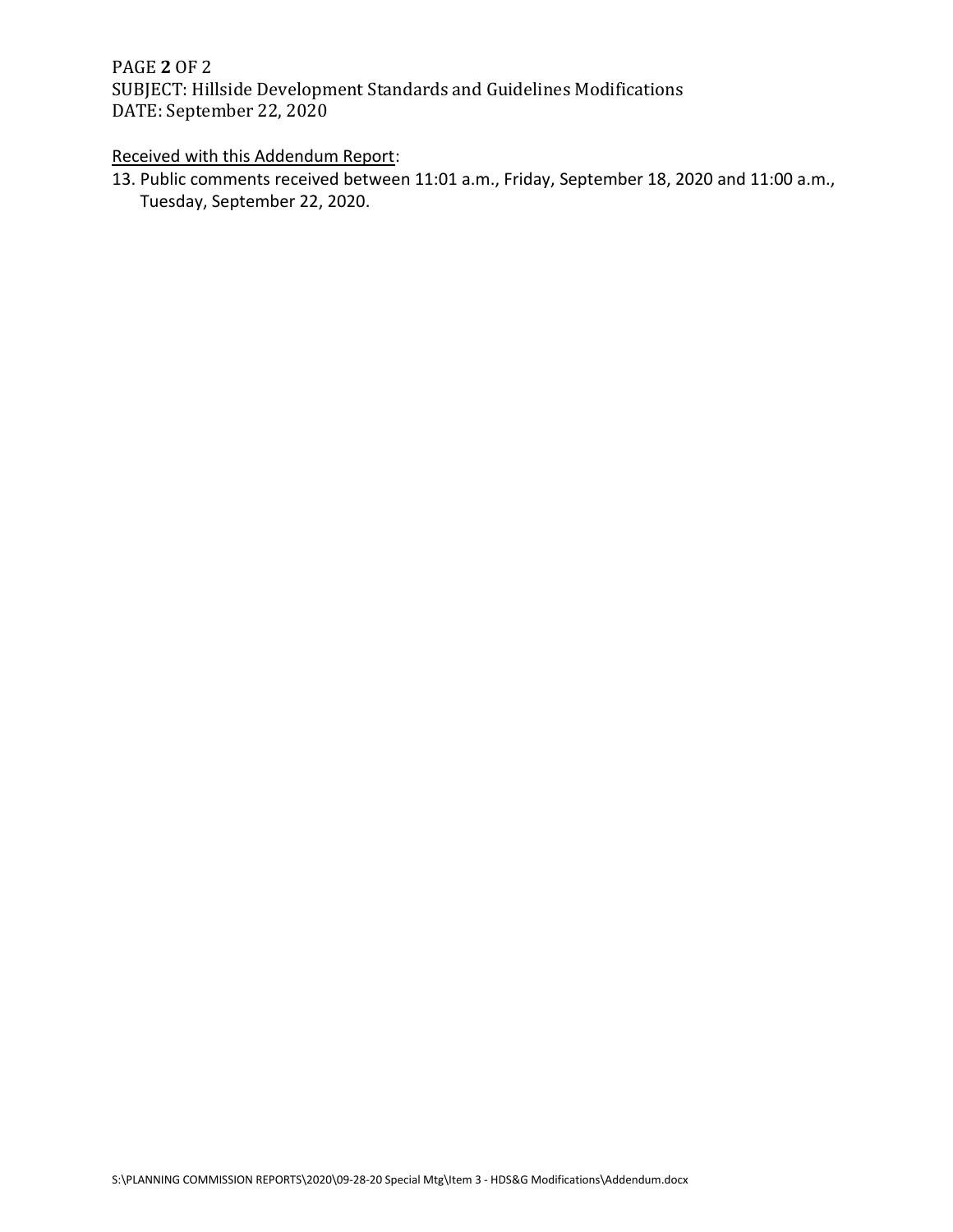<u>Received with this Addendum Report</u>:

13. Public comments received between 11:01 a.m., Friday, September 18, 2020 and 11:00 a.m., Tuesday, September 22, 2020.